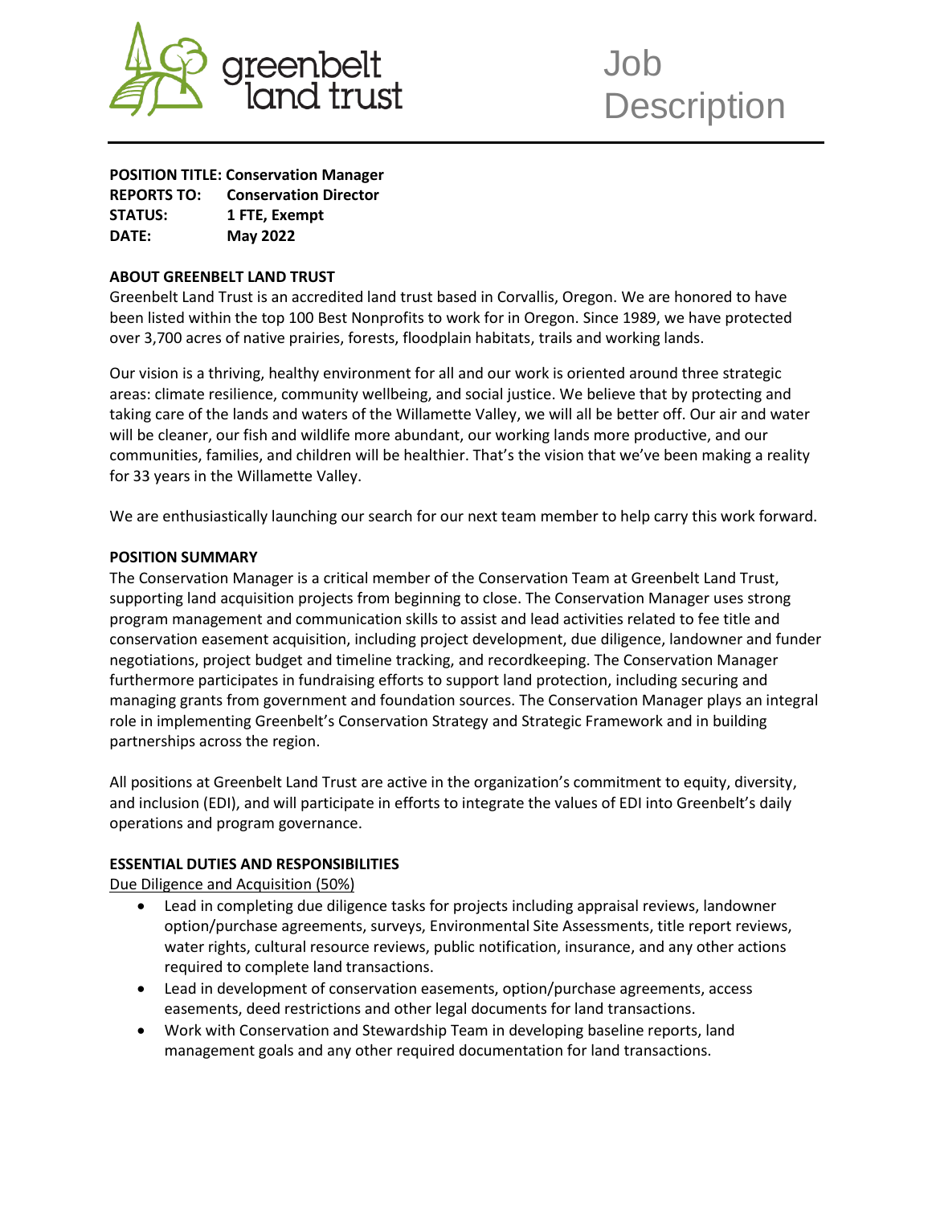# Job Description

**POSITION TITLE: Conservation Manager**
**REPORTS TO: Conservation Director**
**STATUS: 1 FTE, Exempt**
**DATE: May 2022**

## ABOUT GREENBELT LAND TRUST

Greenbelt Land Trust is an accredited land trust based in Corvallis, Oregon. We are honored to have been listed within the top 100 Best Nonprofits to work for in Oregon. Since 1989, we have protected over 3,700 acres of native prairies, forests, floodplain habitats, trails and working lands.

Our vision is a thriving, healthy environment for all and our work is oriented around three strategic areas: climate resilience, community wellbeing, and social justice. We believe that by protecting and taking care of the lands and waters of the Willamette Valley, we will all be better off. Our air and water will be cleaner, our fish and wildlife more abundant, our working lands more productive, and our communities, families, and children will be healthier. That's the vision that we've been making a reality for 33 years in the Willamette Valley.

We are enthusiastically launching our search for our next team member to help carry this work forward.

## POSITION SUMMARY

The Conservation Manager is a critical member of the Conservation Team at Greenbelt Land Trust, supporting land acquisition projects from beginning to close. The Conservation Manager uses strong program management and communication skills to assist and lead activities related to fee title and conservation easement acquisition, including project development, due diligence, landowner and funder negotiations, project budget and timeline tracking, and recordkeeping. The Conservation Manager furthermore participates in fundraising efforts to support land protection, including securing and managing grants from government and foundation sources. The Conservation Manager plays an integral role in implementing Greenbelt's Conservation Strategy and Strategic Framework and in building partnerships across the region.

All positions at Greenbelt Land Trust are active in the organization's commitment to equity, diversity, and inclusion (EDI), and will participate in efforts to integrate the values of EDI into Greenbelt's daily operations and program governance.

## ESSENTIAL DUTIES AND RESPONSIBILITIES

Due Diligence and Acquisition (50%)

- Lead in completing due diligence tasks for projects including appraisal reviews, landowner option/purchase agreements, surveys, Environmental Site Assessments, title report reviews, water rights, cultural resource reviews, public notification, insurance, and any other actions required to complete land transactions.
- Lead in development of conservation easements, option/purchase agreements, access easements, deed restrictions and other legal documents for land transactions.
- Work with Conservation and Stewardship Team in developing baseline reports, land management goals and any other required documentation for land transactions.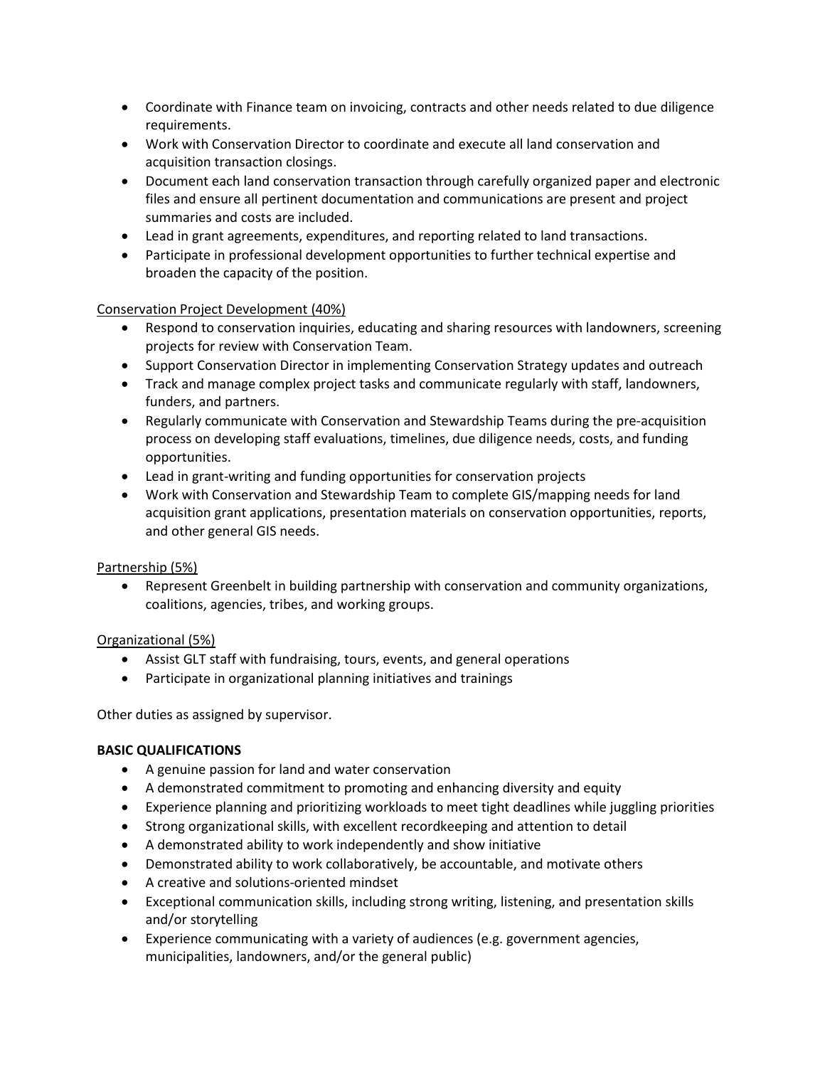- Coordinate with Finance team on invoicing, contracts and other needs related to due diligence requirements.
- Work with Conservation Director to coordinate and execute all land conservation and acquisition transaction closings.
- Document each land conservation transaction through carefully organized paper and electronic files and ensure all pertinent documentation and communications are present and project summaries and costs are included.
- Lead in grant agreements, expenditures, and reporting related to land transactions.
- Participate in professional development opportunities to further technical expertise and broaden the capacity of the position.

Conservation Project Development (40%)

- Respond to conservation inquiries, educating and sharing resources with landowners, screening projects for review with Conservation Team.
- Support Conservation Director in implementing Conservation Strategy updates and outreach
- Track and manage complex project tasks and communicate regularly with staff, landowners, funders, and partners.
- Regularly communicate with Conservation and Stewardship Teams during the pre-acquisition process on developing staff evaluations, timelines, due diligence needs, costs, and funding opportunities.
- Lead in grant-writing and funding opportunities for conservation projects
- Work with Conservation and Stewardship Team to complete GIS/mapping needs for land acquisition grant applications, presentation materials on conservation opportunities, reports, and other general GIS needs.

Partnership (5%)

- Represent Greenbelt in building partnership with conservation and community organizations, coalitions, agencies, tribes, and working groups.

Organizational (5%)

- Assist GLT staff with fundraising, tours, events, and general operations
- Participate in organizational planning initiatives and trainings

Other duties as assigned by supervisor.

**BASIC QUALIFICATIONS**

- A genuine passion for land and water conservation
- A demonstrated commitment to promoting and enhancing diversity and equity
- Experience planning and prioritizing workloads to meet tight deadlines while juggling priorities
- Strong organizational skills, with excellent recordkeeping and attention to detail
- A demonstrated ability to work independently and show initiative
- Demonstrated ability to work collaboratively, be accountable, and motivate others
- A creative and solutions-oriented mindset
- Exceptional communication skills, including strong writing, listening, and presentation skills and/or storytelling
- Experience communicating with a variety of audiences (e.g. government agencies, municipalities, landowners, and/or the general public)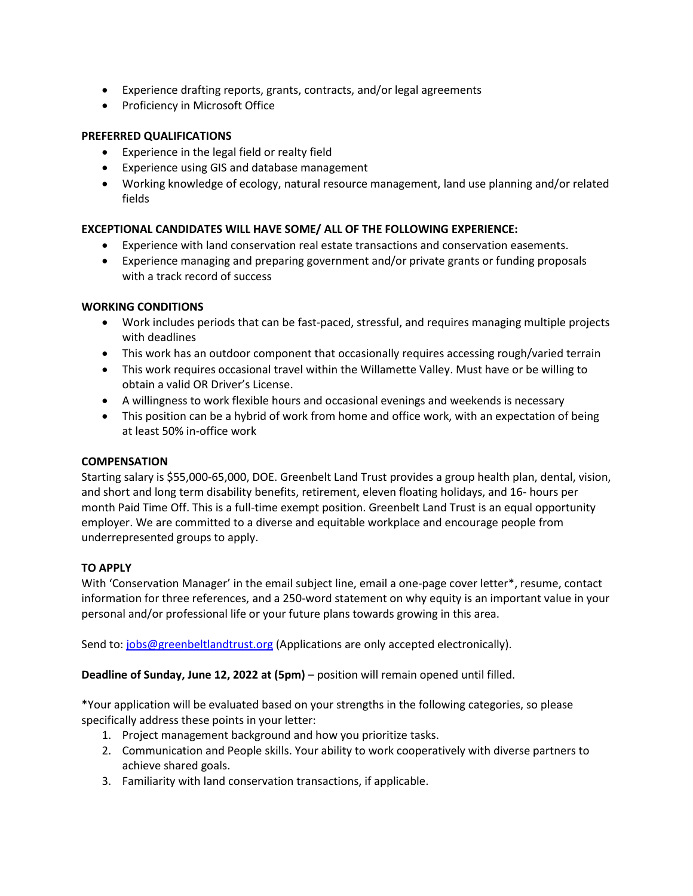- Experience drafting reports, grants, contracts, and/or legal agreements
- Proficiency in Microsoft Office

**PREFERRED QUALIFICATIONS**

- Experience in the legal field or realty field
- Experience using GIS and database management
- Working knowledge of ecology, natural resource management, land use planning and/or related fields

**EXCEPTIONAL CANDIDATES WILL HAVE SOME/ ALL OF THE FOLLOWING EXPERIENCE:**

- Experience with land conservation real estate transactions and conservation easements.
- Experience managing and preparing government and/or private grants or funding proposals with a track record of success

**WORKING CONDITIONS**

- Work includes periods that can be fast-paced, stressful, and requires managing multiple projects with deadlines
- This work has an outdoor component that occasionally requires accessing rough/varied terrain
- This work requires occasional travel within the Willamette Valley. Must have or be willing to obtain a valid OR Driver's License.
- A willingness to work flexible hours and occasional evenings and weekends is necessary
- This position can be a hybrid of work from home and office work, with an expectation of being at least 50% in-office work

**COMPENSATION**

Starting salary is $55,000-65,000, DOE. Greenbelt Land Trust provides a group health plan, dental, vision, and short and long term disability benefits, retirement, eleven floating holidays, and 16- hours per month Paid Time Off. This is a full-time exempt position. Greenbelt Land Trust is an equal opportunity employer. We are committed to a diverse and equitable workplace and encourage people from underrepresented groups to apply.

**TO APPLY**

With 'Conservation Manager' in the email subject line, email a one-page cover letter*, resume, contact information for three references, and a 250-word statement on why equity is an important value in your personal and/or professional life or your future plans towards growing in this area.

Send to: jobs@greenbeltlandtrust.org (Applications are only accepted electronically).

**Deadline of Sunday, June 12, 2022 at (5pm)** – position will remain opened until filled.

*Your application will be evaluated based on your strengths in the following categories, so please specifically address these points in your letter:

1. Project management background and how you prioritize tasks.
2. Communication and People skills. Your ability to work cooperatively with diverse partners to achieve shared goals.
3. Familiarity with land conservation transactions, if applicable.